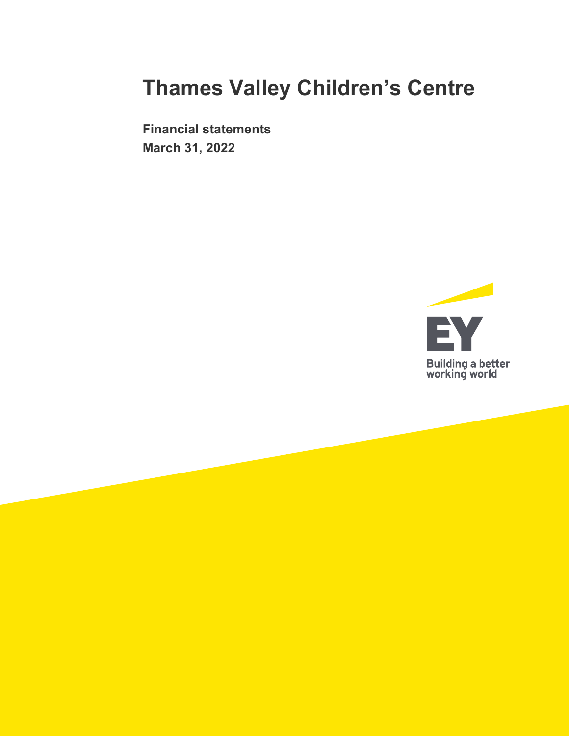# Thames Valley Children's Centre

**Financial statements**
**March 31, 2022**

Building a better working world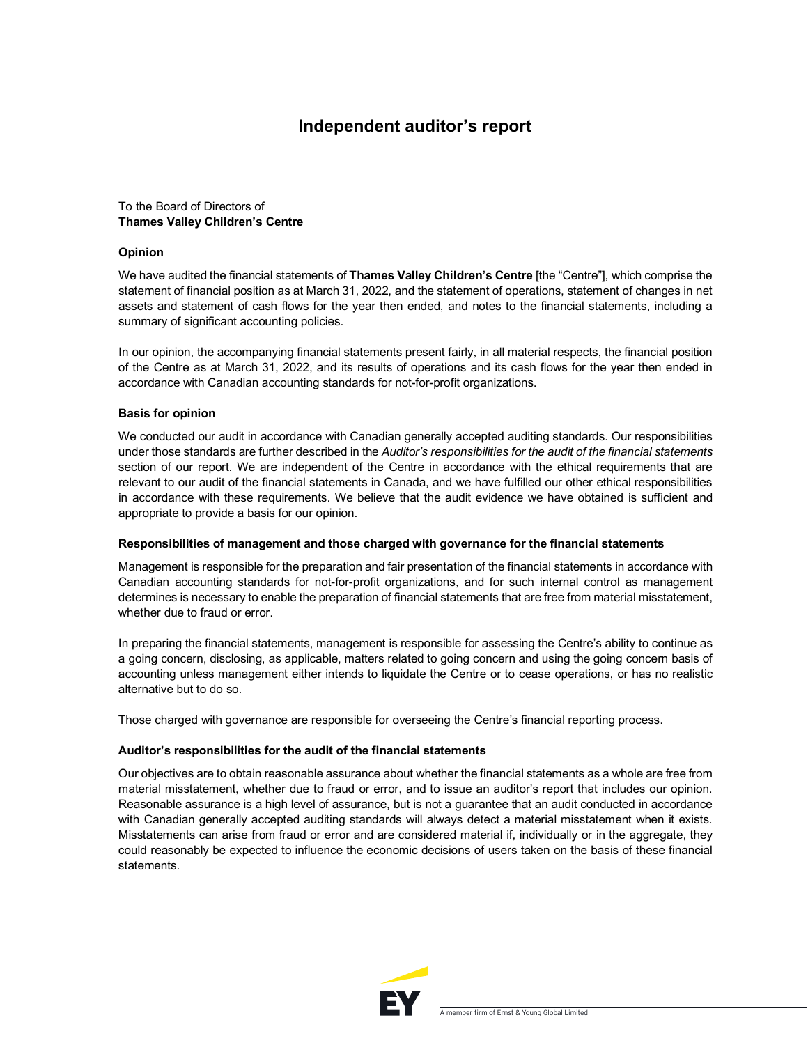# Independent auditor's report

To the Board of Directors of
**Thames Valley Children's Centre**

### Opinion

We have audited the financial statements of **Thames Valley Children's Centre** [the "Centre"], which comprise the statement of financial position as at March 31, 2022, and the statement of operations, statement of changes in net assets and statement of cash flows for the year then ended, and notes to the financial statements, including a summary of significant accounting policies.

In our opinion, the accompanying financial statements present fairly, in all material respects, the financial position of the Centre as at March 31, 2022, and its results of operations and its cash flows for the year then ended in accordance with Canadian accounting standards for not-for-profit organizations.

### Basis for opinion

We conducted our audit in accordance with Canadian generally accepted auditing standards. Our responsibilities under those standards are further described in the *Auditor's responsibilities for the audit of the financial statements* section of our report. We are independent of the Centre in accordance with the ethical requirements that are relevant to our audit of the financial statements in Canada, and we have fulfilled our other ethical responsibilities in accordance with these requirements. We believe that the audit evidence we have obtained is sufficient and appropriate to provide a basis for our opinion.

### Responsibilities of management and those charged with governance for the financial statements

Management is responsible for the preparation and fair presentation of the financial statements in accordance with Canadian accounting standards for not-for-profit organizations, and for such internal control as management determines is necessary to enable the preparation of financial statements that are free from material misstatement, whether due to fraud or error.

In preparing the financial statements, management is responsible for assessing the Centre's ability to continue as a going concern, disclosing, as applicable, matters related to going concern and using the going concern basis of accounting unless management either intends to liquidate the Centre or to cease operations, or has no realistic alternative but to do so.

Those charged with governance are responsible for overseeing the Centre's financial reporting process.

### Auditor's responsibilities for the audit of the financial statements

Our objectives are to obtain reasonable assurance about whether the financial statements as a whole are free from material misstatement, whether due to fraud or error, and to issue an auditor's report that includes our opinion. Reasonable assurance is a high level of assurance, but is not a guarantee that an audit conducted in accordance with Canadian generally accepted auditing standards will always detect a material misstatement when it exists. Misstatements can arise from fraud or error and are considered material if, individually or in the aggregate, they could reasonably be expected to influence the economic decisions of users taken on the basis of these financial statements.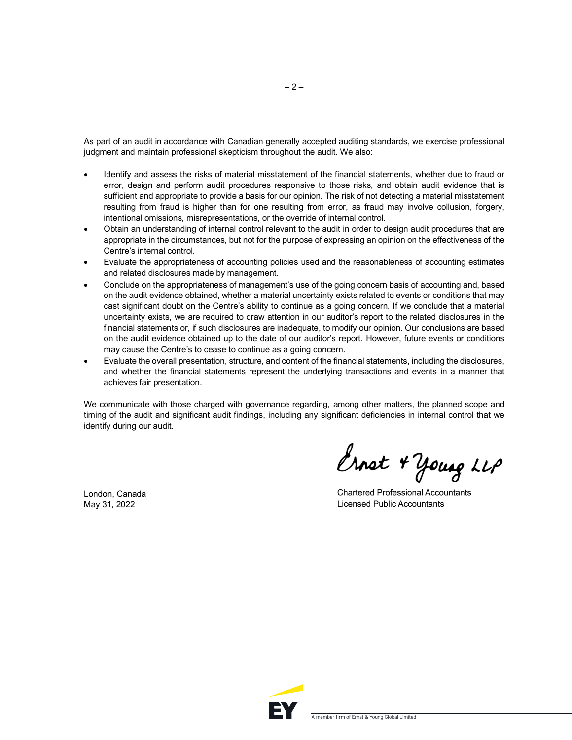As part of an audit in accordance with Canadian generally accepted auditing standards, we exercise professional judgment and maintain professional skepticism throughout the audit. We also:

- Identify and assess the risks of material misstatement of the financial statements, whether due to fraud or error, design and perform audit procedures responsive to those risks, and obtain audit evidence that is sufficient and appropriate to provide a basis for our opinion. The risk of not detecting a material misstatement resulting from fraud is higher than for one resulting from error, as fraud may involve collusion, forgery, intentional omissions, misrepresentations, or the override of internal control.
- Obtain an understanding of internal control relevant to the audit in order to design audit procedures that are appropriate in the circumstances, but not for the purpose of expressing an opinion on the effectiveness of the Centre's internal control.
- Evaluate the appropriateness of accounting policies used and the reasonableness of accounting estimates and related disclosures made by management.
- Conclude on the appropriateness of management's use of the going concern basis of accounting and, based on the audit evidence obtained, whether a material uncertainty exists related to events or conditions that may cast significant doubt on the Centre's ability to continue as a going concern. If we conclude that a material uncertainty exists, we are required to draw attention in our auditor's report to the related disclosures in the financial statements or, if such disclosures are inadequate, to modify our opinion. Our conclusions are based on the audit evidence obtained up to the date of our auditor's report. However, future events or conditions may cause the Centre's to cease to continue as a going concern.
- Evaluate the overall presentation, structure, and content of the financial statements, including the disclosures, and whether the financial statements represent the underlying transactions and events in a manner that achieves fair presentation.

We communicate with those charged with governance regarding, among other matters, the planned scope and timing of the audit and significant audit findings, including any significant deficiencies in internal control that we identify during our audit.

Ernst & Young LLP

Chartered Professional Accountants
Licensed Public Accountants

London, Canada
May 31, 2022

A member firm of Ernst & Young Global Limited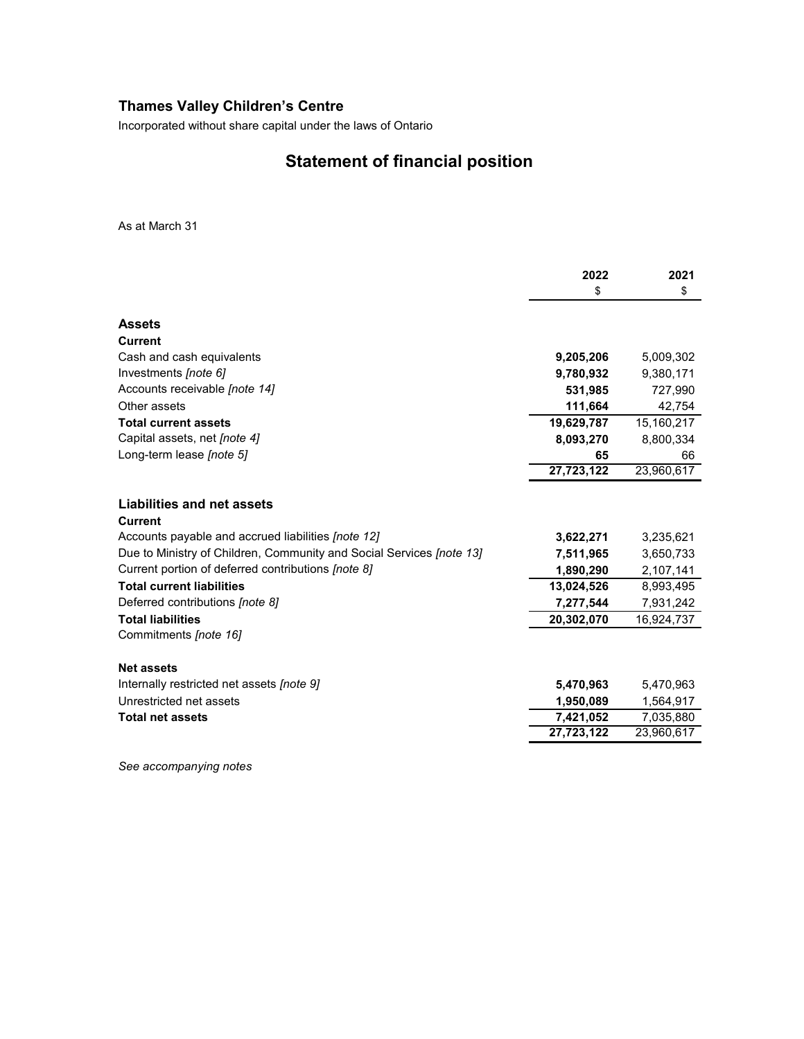## Thames Valley Children's Centre

Incorporated without share capital under the laws of Ontario

# Statement of financial position

As at March 31

| | 2022 | 2021 |
|---|---|---|
| | $ | $ |
| **Assets** | | |
| **Current** | | |
| Cash and cash equivalents | **9,205,206** | 5,009,302 |
| Investments *[note 6]* | **9,780,932** | 9,380,171 |
| Accounts receivable *[note 14]* | **531,985** | 727,990 |
| Other assets | **111,664** | 42,754 |
| **Total current assets** | **19,629,787** | 15,160,217 |
| Capital assets, net *[note 4]* | **8,093,270** | 8,800,334 |
| Long-term lease *[note 5]* | **65** | 66 |
| | **27,723,122** | 23,960,617 |
| **Liabilities and net assets** | | |
| **Current** | | |
| Accounts payable and accrued liabilities *[note 12]* | **3,622,271** | 3,235,621 |
| Due to Ministry of Children, Community and Social Services *[note 13]* | **7,511,965** | 3,650,733 |
| Current portion of deferred contributions *[note 8]* | **1,890,290** | 2,107,141 |
| **Total current liabilities** | **13,024,526** | 8,993,495 |
| Deferred contributions *[note 8]* | **7,277,544** | 7,931,242 |
| **Total liabilities** | **20,302,070** | 16,924,737 |
| Commitments *[note 16]* | | |
| **Net assets** | | |
| Internally restricted net assets *[note 9]* | **5,470,963** | 5,470,963 |
| Unrestricted net assets | **1,950,089** | 1,564,917 |
| **Total net assets** | **7,421,052** | 7,035,880 |
| | **27,723,122** | 23,960,617 |

*See accompanying notes*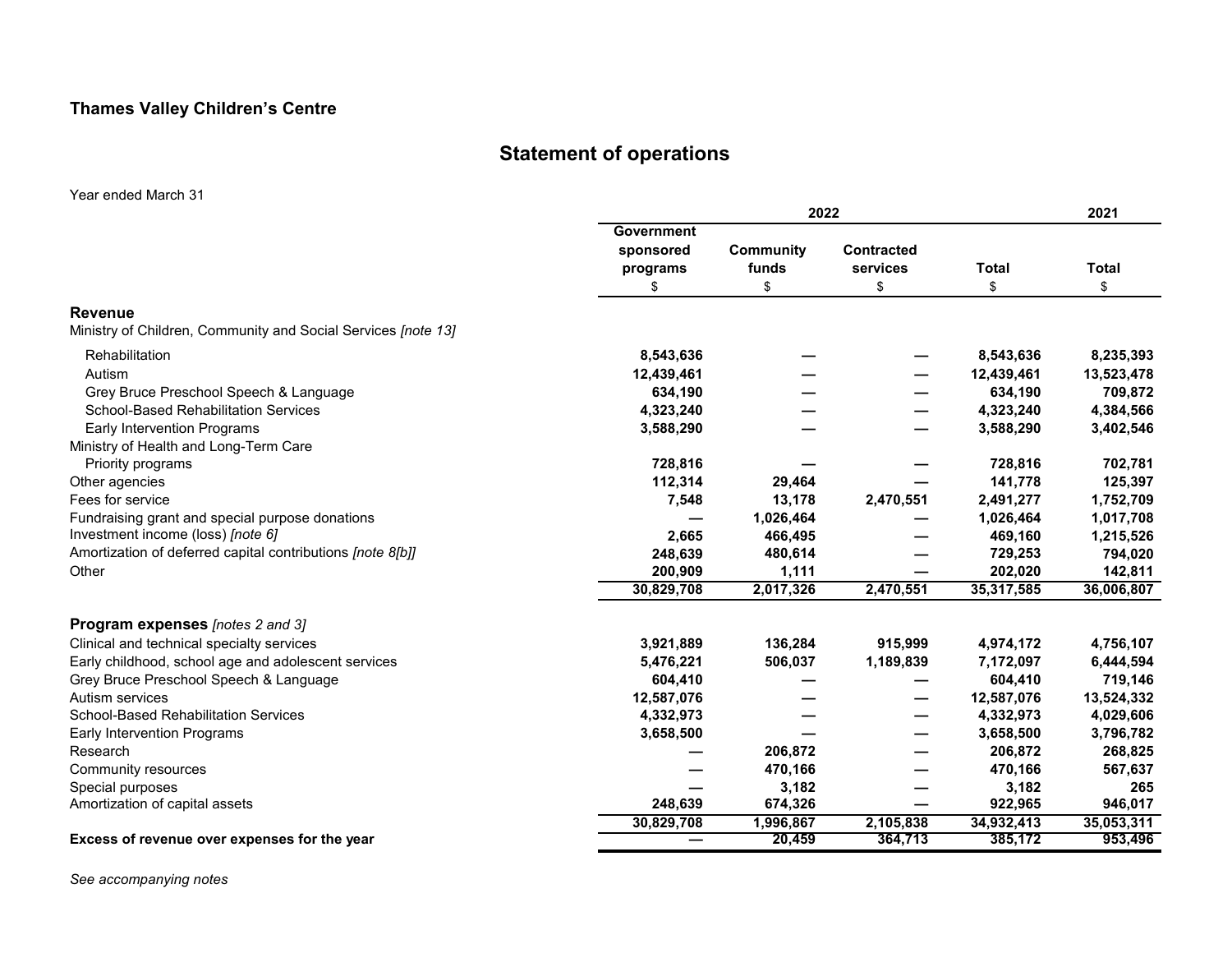**Thames Valley Children's Centre**

# Statement of operations

Year ended March 31

| | 2022 | | | | 2021 |
|---|---|---|---|---|---|
| | Government sponsored programs | Community funds | Contracted services | Total | Total |
| | $ | $ | $ | $ | $ |
| **Revenue** | | | | | |
| Ministry of Children, Community and Social Services *[note 13]* | | | | | |
| Rehabilitation | **8,543,636** | **—** | **—** | **8,543,636** | **8,235,393** |
| Autism | **12,439,461** | **—** | **—** | **12,439,461** | **13,523,478** |
| Grey Bruce Preschool Speech & Language | **634,190** | **—** | **—** | **634,190** | **709,872** |
| School-Based Rehabilitation Services | **4,323,240** | **—** | **—** | **4,323,240** | **4,384,566** |
| Early Intervention Programs | **3,588,290** | **—** | **—** | **3,588,290** | **3,402,546** |
| Ministry of Health and Long-Term Care | | | | | |
| Priority programs | **728,816** | **—** | **—** | **728,816** | **702,781** |
| Other agencies | **112,314** | **29,464** | **—** | **141,778** | **125,397** |
| Fees for service | **7,548** | **13,178** | **2,470,551** | **2,491,277** | **1,752,709** |
| Fundraising grant and special purpose donations | **—** | **1,026,464** | **—** | **1,026,464** | **1,017,708** |
| Investment income (loss) *[note 6]* | **2,665** | **466,495** | **—** | **469,160** | **1,215,526** |
| Amortization of deferred capital contributions *[note 8[b]]* | **248,639** | **480,614** | **—** | **729,253** | **794,020** |
| Other | **200,909** | **1,111** | **—** | **202,020** | **142,811** |
| | **30,829,708** | **2,017,326** | **2,470,551** | **35,317,585** | **36,006,807** |
| **Program expenses** *[notes 2 and 3]* | | | | | |
| Clinical and technical specialty services | **3,921,889** | **136,284** | **915,999** | **4,974,172** | **4,756,107** |
| Early childhood, school age and adolescent services | **5,476,221** | **506,037** | **1,189,839** | **7,172,097** | **6,444,594** |
| Grey Bruce Preschool Speech & Language | **604,410** | **—** | **—** | **604,410** | **719,146** |
| Autism services | **12,587,076** | **—** | **—** | **12,587,076** | **13,524,332** |
| School-Based Rehabilitation Services | **4,332,973** | **—** | **—** | **4,332,973** | **4,029,606** |
| Early Intervention Programs | **3,658,500** | **—** | **—** | **3,658,500** | **3,796,782** |
| Research | **—** | **206,872** | **—** | **206,872** | **268,825** |
| Community resources | **—** | **470,166** | **—** | **470,166** | **567,637** |
| Special purposes | **—** | **3,182** | **—** | **3,182** | **265** |
| Amortization of capital assets | **248,639** | **674,326** | **—** | **922,965** | **946,017** |
| | **30,829,708** | **1,996,867** | **2,105,838** | **34,932,413** | **35,053,311** |
| **Excess of revenue over expenses for the year** | **—** | **20,459** | **364,713** | **385,172** | **953,496** |

*See accompanying notes*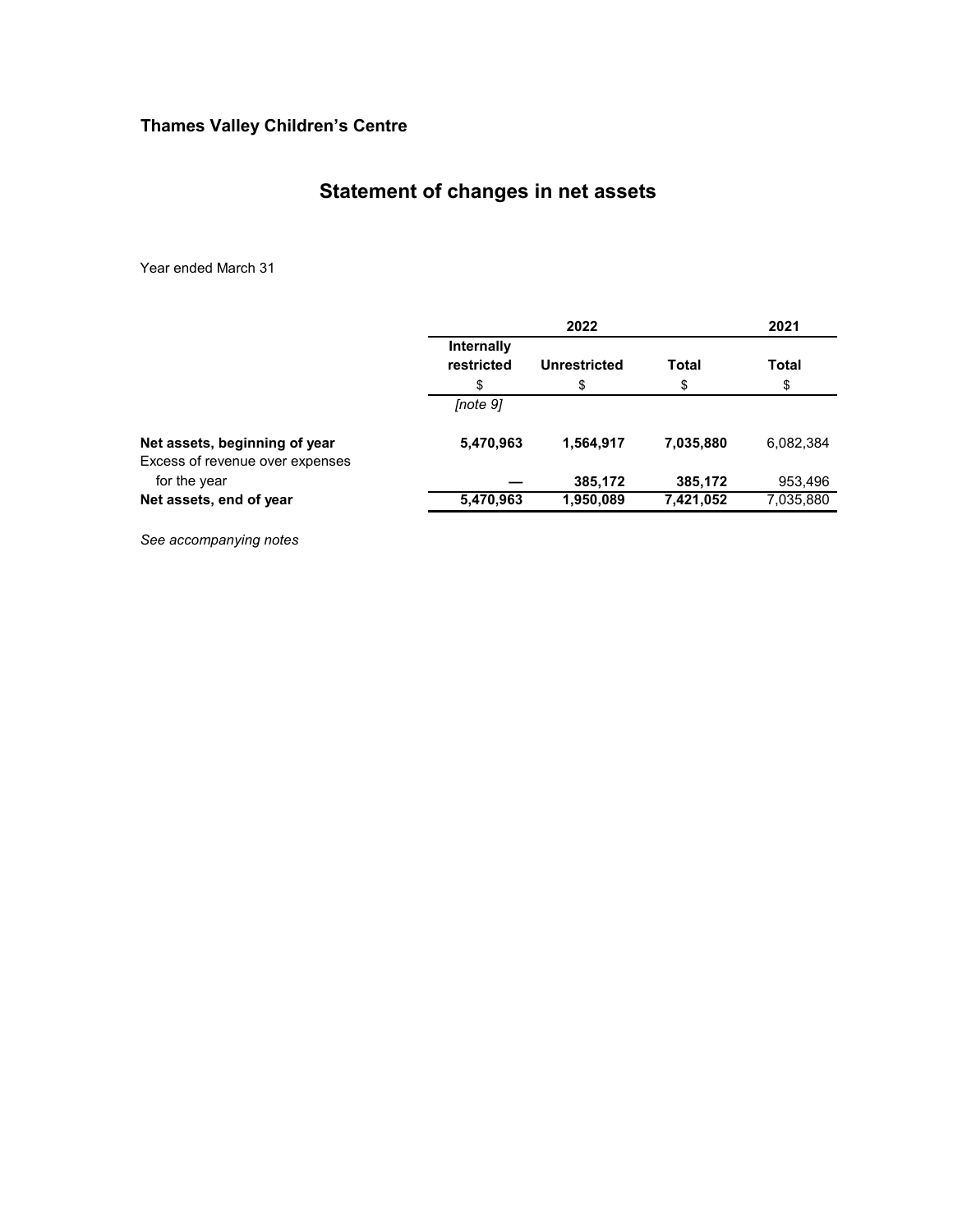**Thames Valley Children's Centre**

# Statement of changes in net assets

Year ended March 31

| | 2022 | | | 2021 |
|---|---|---|---|---|
| | **Internally restricted** | **Unrestricted** | **Total** | **Total** |
| | $ | $ | $ | $ |
| | *[note 9]* | | | |
| **Net assets, beginning of year** | **5,470,963** | **1,564,917** | **7,035,880** | 6,082,384 |
| Excess of revenue over expenses for the year | **—** | **385,172** | **385,172** | 953,496 |
| **Net assets, end of year** | **5,470,963** | **1,950,089** | **7,421,052** | 7,035,880 |

*See accompanying notes*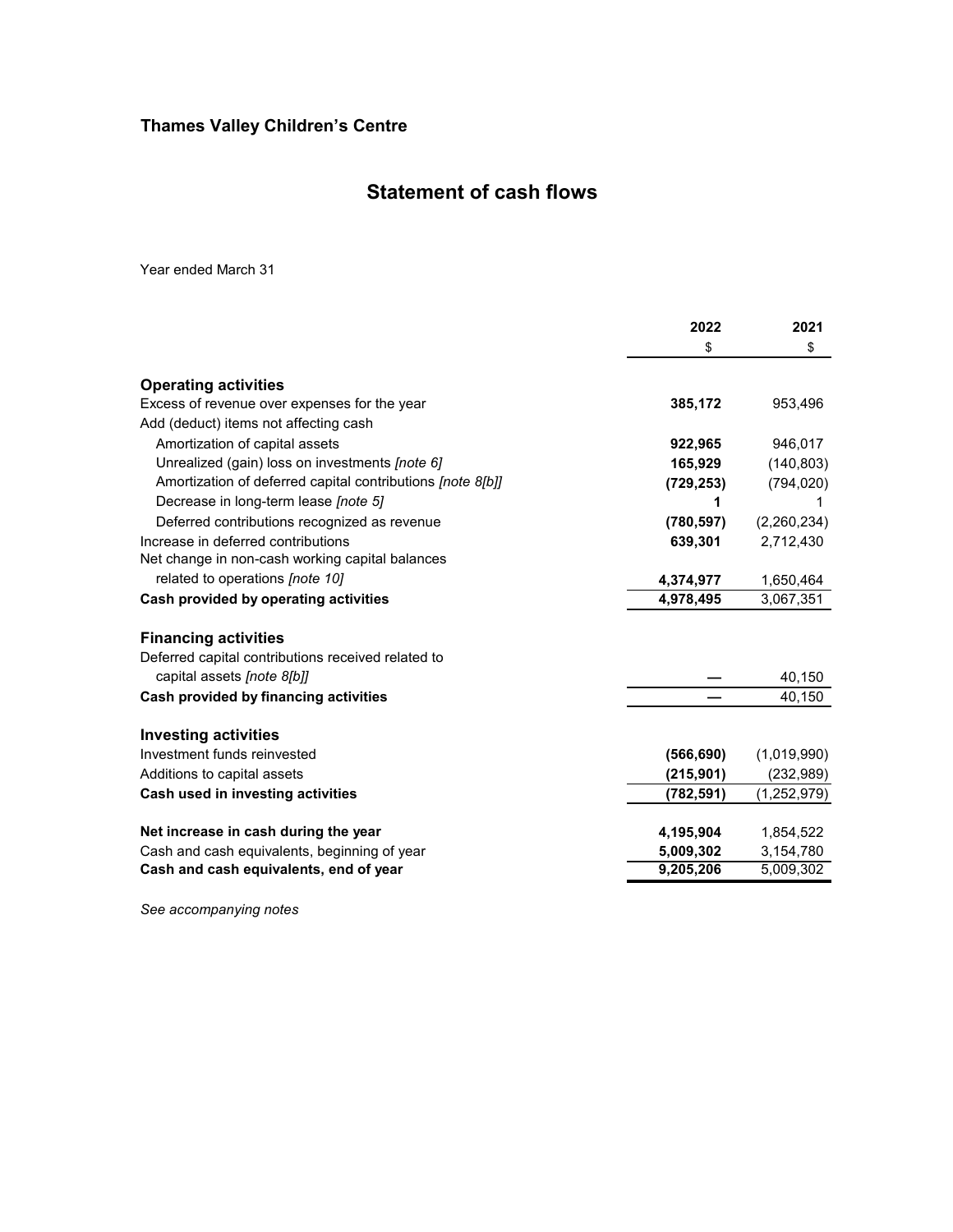# Thames Valley Children's Centre

## Statement of cash flows

Year ended March 31

| | 2022 | 2021 |
|---|---|---|
| | $ | $ |
| **Operating activities** | | |
| Excess of revenue over expenses for the year | **385,172** | 953,496 |
| Add (deduct) items not affecting cash | | |
| Amortization of capital assets | **922,965** | 946,017 |
| Unrealized (gain) loss on investments *[note 6]* | **165,929** | (140,803) |
| Amortization of deferred capital contributions *[note 8[b]]* | **(729,253)** | (794,020) |
| Decrease in long-term lease *[note 5]* | **1** | 1 |
| Deferred contributions recognized as revenue | **(780,597)** | (2,260,234) |
| Increase in deferred contributions | **639,301** | 2,712,430 |
| Net change in non-cash working capital balances related to operations *[note 10]* | **4,374,977** | 1,650,464 |
| **Cash provided by operating activities** | **4,978,495** | 3,067,351 |
| **Financing activities** | | |
| Deferred capital contributions received related to capital assets *[note 8[b]]* | **—** | 40,150 |
| **Cash provided by financing activities** | **—** | 40,150 |
| **Investing activities** | | |
| Investment funds reinvested | **(566,690)** | (1,019,990) |
| Additions to capital assets | **(215,901)** | (232,989) |
| **Cash used in investing activities** | **(782,591)** | (1,252,979) |
| **Net increase in cash during the year** | **4,195,904** | 1,854,522 |
| Cash and cash equivalents, beginning of year | **5,009,302** | 3,154,780 |
| **Cash and cash equivalents, end of year** | **9,205,206** | 5,009,302 |

*See accompanying notes*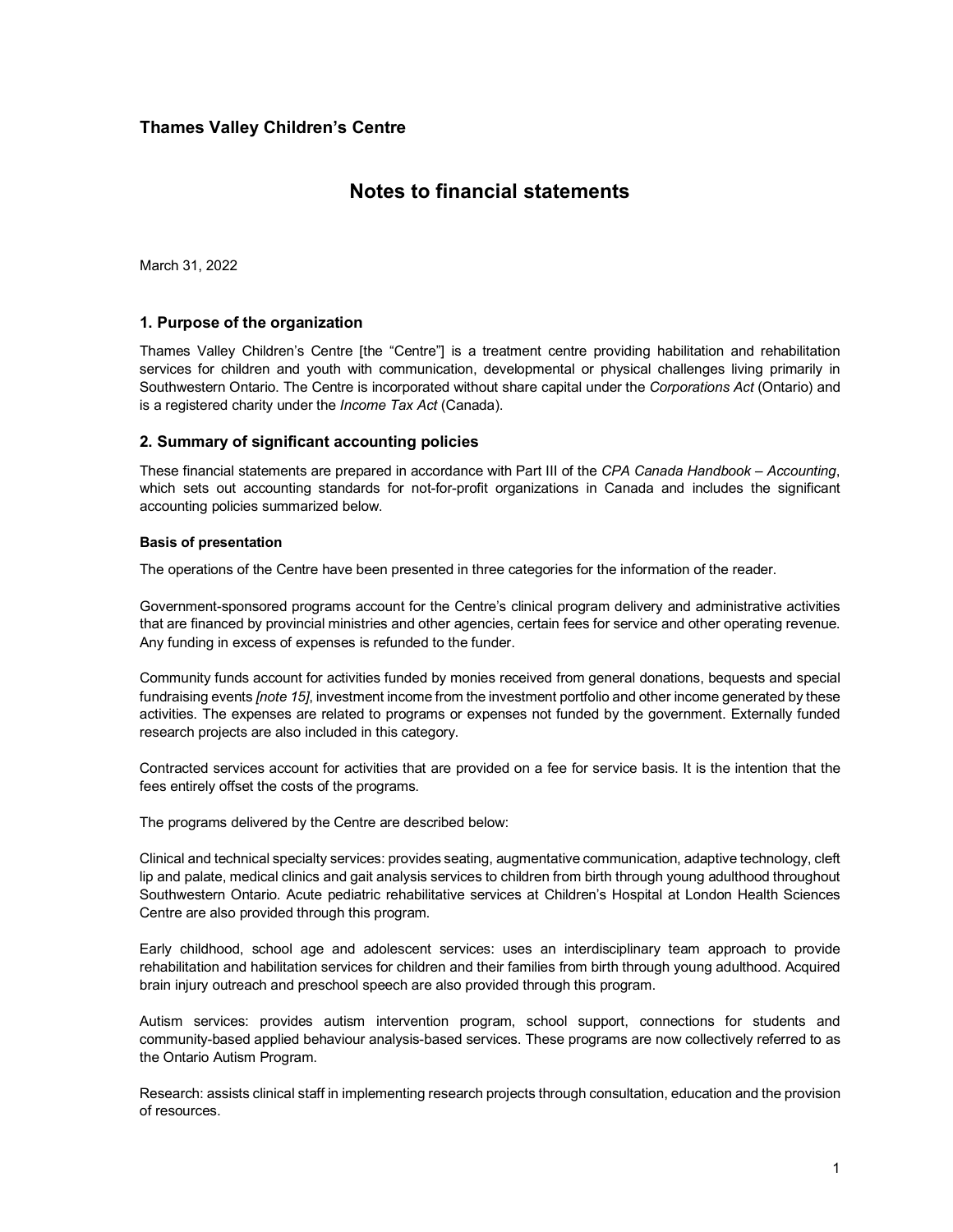## Thames Valley Children's Centre

# Notes to financial statements

March 31, 2022

### 1. Purpose of the organization

Thames Valley Children's Centre [the "Centre"] is a treatment centre providing habilitation and rehabilitation services for children and youth with communication, developmental or physical challenges living primarily in Southwestern Ontario. The Centre is incorporated without share capital under the *Corporations Act* (Ontario) and is a registered charity under the *Income Tax Act* (Canada).

### 2. Summary of significant accounting policies

These financial statements are prepared in accordance with Part III of the *CPA Canada Handbook – Accounting*, which sets out accounting standards for not-for-profit organizations in Canada and includes the significant accounting policies summarized below.

#### Basis of presentation

The operations of the Centre have been presented in three categories for the information of the reader.

Government-sponsored programs account for the Centre's clinical program delivery and administrative activities that are financed by provincial ministries and other agencies, certain fees for service and other operating revenue. Any funding in excess of expenses is refunded to the funder.

Community funds account for activities funded by monies received from general donations, bequests and special fundraising events *[note 15]*, investment income from the investment portfolio and other income generated by these activities. The expenses are related to programs or expenses not funded by the government. Externally funded research projects are also included in this category.

Contracted services account for activities that are provided on a fee for service basis. It is the intention that the fees entirely offset the costs of the programs.

The programs delivered by the Centre are described below:

Clinical and technical specialty services: provides seating, augmentative communication, adaptive technology, cleft lip and palate, medical clinics and gait analysis services to children from birth through young adulthood throughout Southwestern Ontario. Acute pediatric rehabilitative services at Children's Hospital at London Health Sciences Centre are also provided through this program.

Early childhood, school age and adolescent services: uses an interdisciplinary team approach to provide rehabilitation and habilitation services for children and their families from birth through young adulthood. Acquired brain injury outreach and preschool speech are also provided through this program.

Autism services: provides autism intervention program, school support, connections for students and community-based applied behaviour analysis-based services. These programs are now collectively referred to as the Ontario Autism Program.

Research: assists clinical staff in implementing research projects through consultation, education and the provision of resources.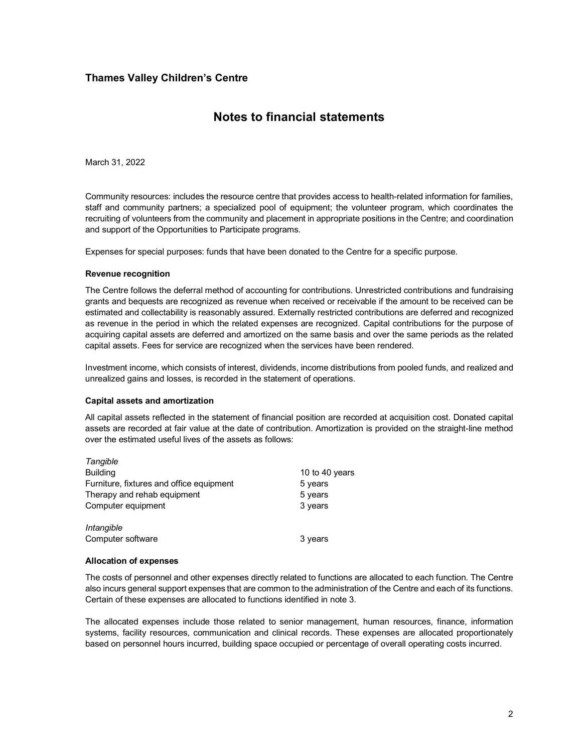**Thames Valley Children's Centre**

# Notes to financial statements

March 31, 2022

Community resources: includes the resource centre that provides access to health-related information for families, staff and community partners; a specialized pool of equipment; the volunteer program, which coordinates the recruiting of volunteers from the community and placement in appropriate positions in the Centre; and coordination and support of the Opportunities to Participate programs.

Expenses for special purposes: funds that have been donated to the Centre for a specific purpose.

### Revenue recognition

The Centre follows the deferral method of accounting for contributions. Unrestricted contributions and fundraising grants and bequests are recognized as revenue when received or receivable if the amount to be received can be estimated and collectability is reasonably assured. Externally restricted contributions are deferred and recognized as revenue in the period in which the related expenses are recognized. Capital contributions for the purpose of acquiring capital assets are deferred and amortized on the same basis and over the same periods as the related capital assets. Fees for service are recognized when the services have been rendered.

Investment income, which consists of interest, dividends, income distributions from pooled funds, and realized and unrealized gains and losses, is recorded in the statement of operations.

### Capital assets and amortization

All capital assets reflected in the statement of financial position are recorded at acquisition cost. Donated capital assets are recorded at fair value at the date of contribution. Amortization is provided on the straight-line method over the estimated useful lives of the assets as follows:

| | |
|---|---|
| *Tangible* | |
| Building | 10 to 40 years |
| Furniture, fixtures and office equipment | 5 years |
| Therapy and rehab equipment | 5 years |
| Computer equipment | 3 years |
| | |
| *Intangible* | |
| Computer software | 3 years |

### Allocation of expenses

The costs of personnel and other expenses directly related to functions are allocated to each function. The Centre also incurs general support expenses that are common to the administration of the Centre and each of its functions. Certain of these expenses are allocated to functions identified in note 3.

The allocated expenses include those related to senior management, human resources, finance, information systems, facility resources, communication and clinical records. These expenses are allocated proportionately based on personnel hours incurred, building space occupied or percentage of overall operating costs incurred.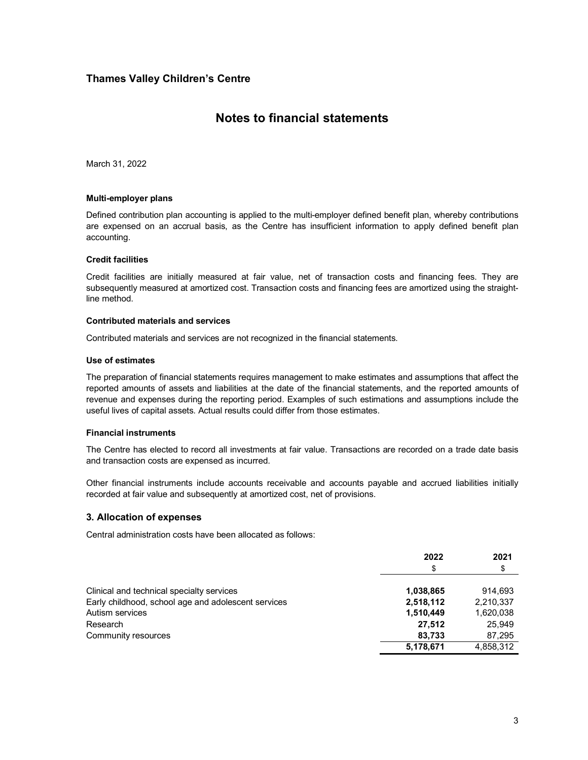# Thames Valley Children's Centre

## Notes to financial statements

March 31, 2022

### Multi-employer plans

Defined contribution plan accounting is applied to the multi-employer defined benefit plan, whereby contributions are expensed on an accrual basis, as the Centre has insufficient information to apply defined benefit plan accounting.

### Credit facilities

Credit facilities are initially measured at fair value, net of transaction costs and financing fees. They are subsequently measured at amortized cost. Transaction costs and financing fees are amortized using the straight-line method.

### Contributed materials and services

Contributed materials and services are not recognized in the financial statements.

### Use of estimates

The preparation of financial statements requires management to make estimates and assumptions that affect the reported amounts of assets and liabilities at the date of the financial statements, and the reported amounts of revenue and expenses during the reporting period. Examples of such estimations and assumptions include the useful lives of capital assets. Actual results could differ from those estimates.

### Financial instruments

The Centre has elected to record all investments at fair value. Transactions are recorded on a trade date basis and transaction costs are expensed as incurred.

Other financial instruments include accounts receivable and accounts payable and accrued liabilities initially recorded at fair value and subsequently at amortized cost, net of provisions.

## 3. Allocation of expenses

Central administration costs have been allocated as follows:

| | 2022 | 2021 |
|---|---|---|
| | $ | $ |
| Clinical and technical specialty services | **1,038,865** | 914,693 |
| Early childhood, school age and adolescent services | **2,518,112** | 2,210,337 |
| Autism services | **1,510,449** | 1,620,038 |
| Research | **27,512** | 25,949 |
| Community resources | **83,733** | 87,295 |
| | **5,178,671** | 4,858,312 |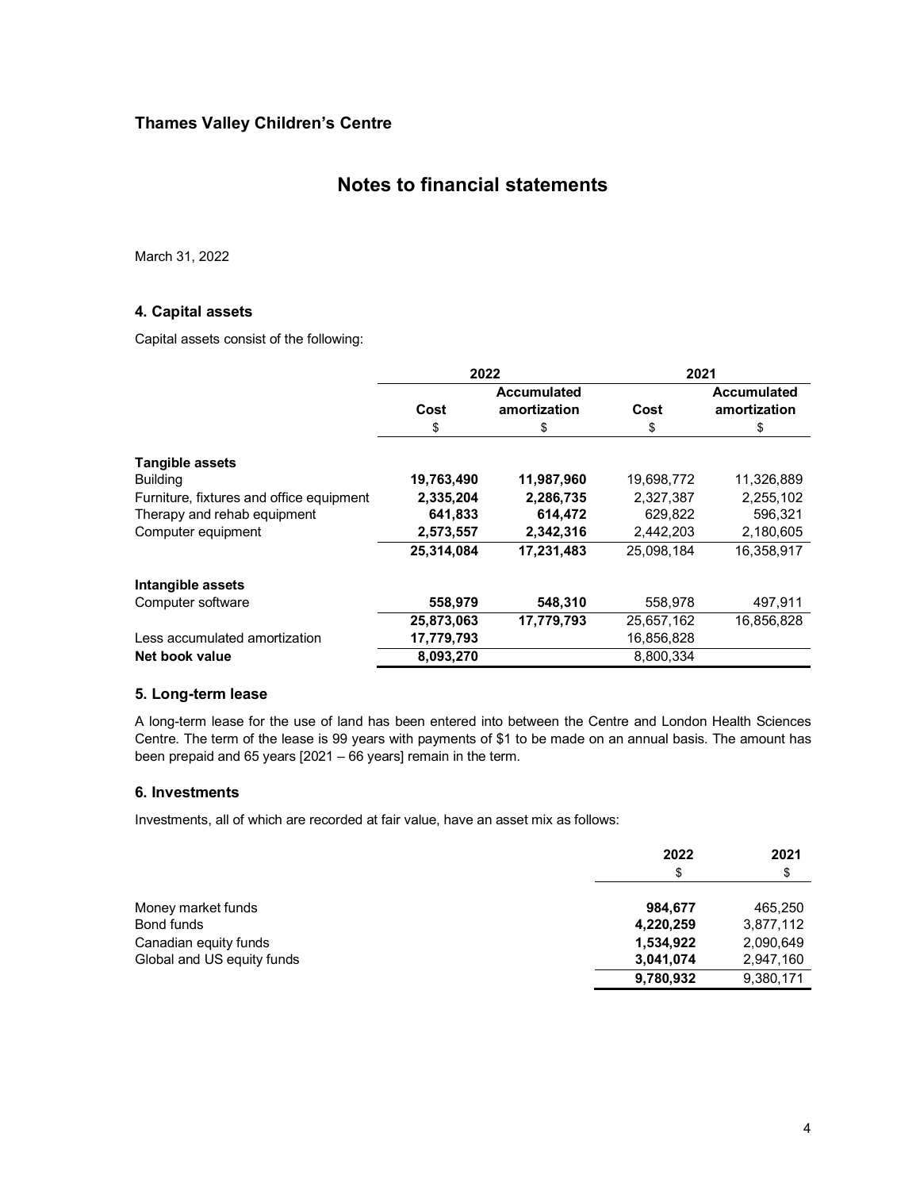## Thames Valley Children's Centre

# Notes to financial statements

March 31, 2022

### 4. Capital assets

Capital assets consist of the following:

| | 2022 | | 2021 | |
|---|---|---|---|---|
| | Cost | Accumulated amortization | Cost | Accumulated amortization |
| | $ | $ | $ | $ |
| **Tangible assets** | | | | |
| Building | **19,763,490** | **11,987,960** | 19,698,772 | 11,326,889 |
| Furniture, fixtures and office equipment | **2,335,204** | **2,286,735** | 2,327,387 | 2,255,102 |
| Therapy and rehab equipment | **641,833** | **614,472** | 629,822 | 596,321 |
| Computer equipment | **2,573,557** | **2,342,316** | 2,442,203 | 2,180,605 |
| | **25,314,084** | **17,231,483** | 25,098,184 | 16,358,917 |
| **Intangible assets** | | | | |
| Computer software | **558,979** | **548,310** | 558,978 | 497,911 |
| | **25,873,063** | **17,779,793** | 25,657,162 | 16,856,828 |
| Less accumulated amortization | **17,779,793** | | 16,856,828 | |
| **Net book value** | **8,093,270** | | 8,800,334 | |

### 5. Long-term lease

A long-term lease for the use of land has been entered into between the Centre and London Health Sciences Centre. The term of the lease is 99 years with payments of $1 to be made on an annual basis. The amount has been prepaid and 65 years [2021 – 66 years] remain in the term.

### 6. Investments

Investments, all of which are recorded at fair value, have an asset mix as follows:

| | 2022 | 2021 |
|---|---|---|
| | $ | $ |
| Money market funds | **984,677** | 465,250 |
| Bond funds | **4,220,259** | 3,877,112 |
| Canadian equity funds | **1,534,922** | 2,090,649 |
| Global and US equity funds | **3,041,074** | 2,947,160 |
| | **9,780,932** | 9,380,171 |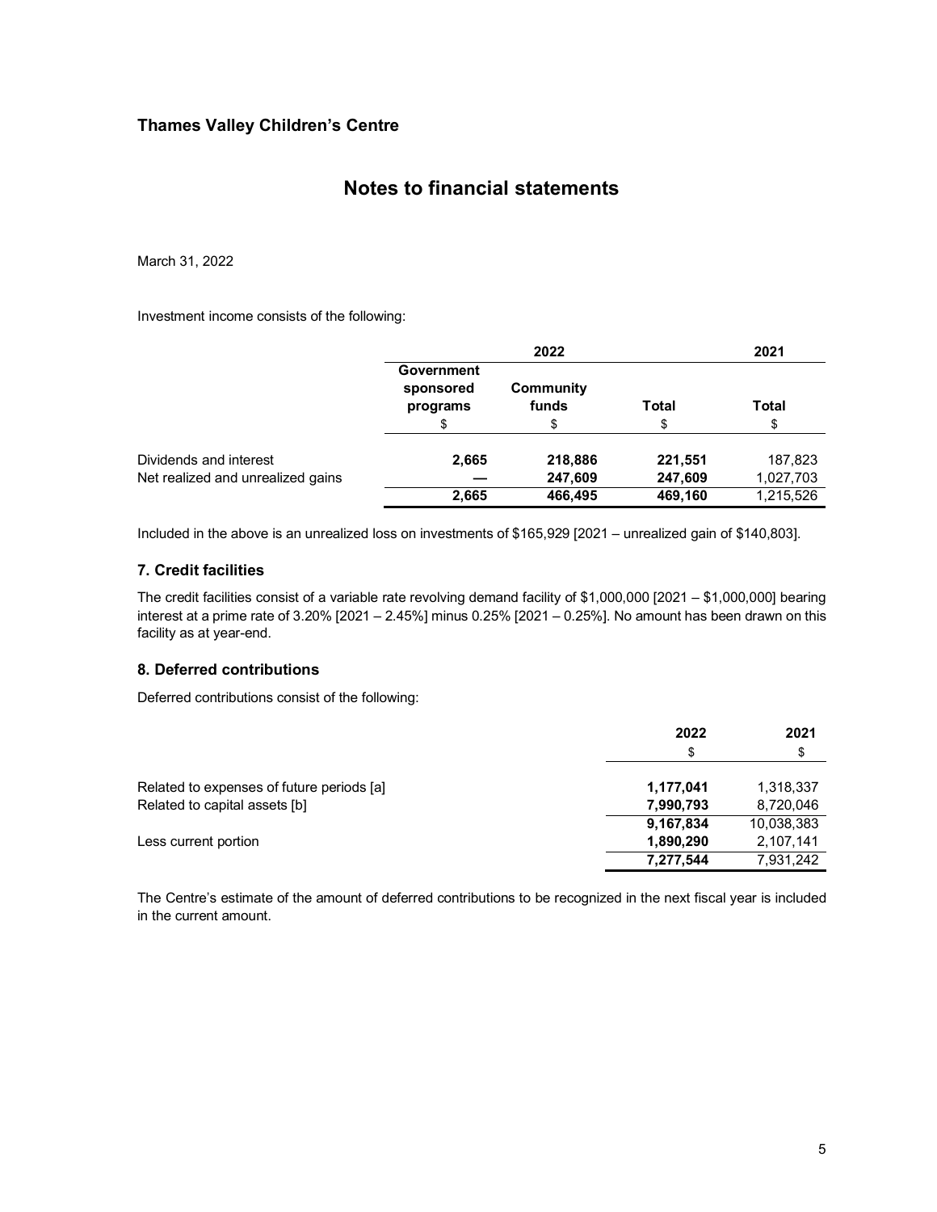**Thames Valley Children's Centre**

# Notes to financial statements

March 31, 2022

Investment income consists of the following:

| | 2022 | | | 2021 |
|---|---|---|---|---|
| | Government sponsored programs | Community funds | Total | Total |
| | $ | $ | $ | $ |
| Dividends and interest | **2,665** | **218,886** | **221,551** | 187,823 |
| Net realized and unrealized gains | **—** | **247,609** | **247,609** | 1,027,703 |
| | **2,665** | **466,495** | **469,160** | 1,215,526 |

Included in the above is an unrealized loss on investments of $165,929 [2021 – unrealized gain of $140,803].

### 7. Credit facilities

The credit facilities consist of a variable rate revolving demand facility of $1,000,000 [2021 – $1,000,000] bearing interest at a prime rate of 3.20% [2021 – 2.45%] minus 0.25% [2021 – 0.25%]. No amount has been drawn on this facility as at year-end.

### 8. Deferred contributions

Deferred contributions consist of the following:

| | 2022 | 2021 |
|---|---|---|
| | $ | $ |
| Related to expenses of future periods [a] | **1,177,041** | 1,318,337 |
| Related to capital assets [b] | **7,990,793** | 8,720,046 |
| | **9,167,834** | 10,038,383 |
| Less current portion | **1,890,290** | 2,107,141 |
| | **7,277,544** | 7,931,242 |

The Centre's estimate of the amount of deferred contributions to be recognized in the next fiscal year is included in the current amount.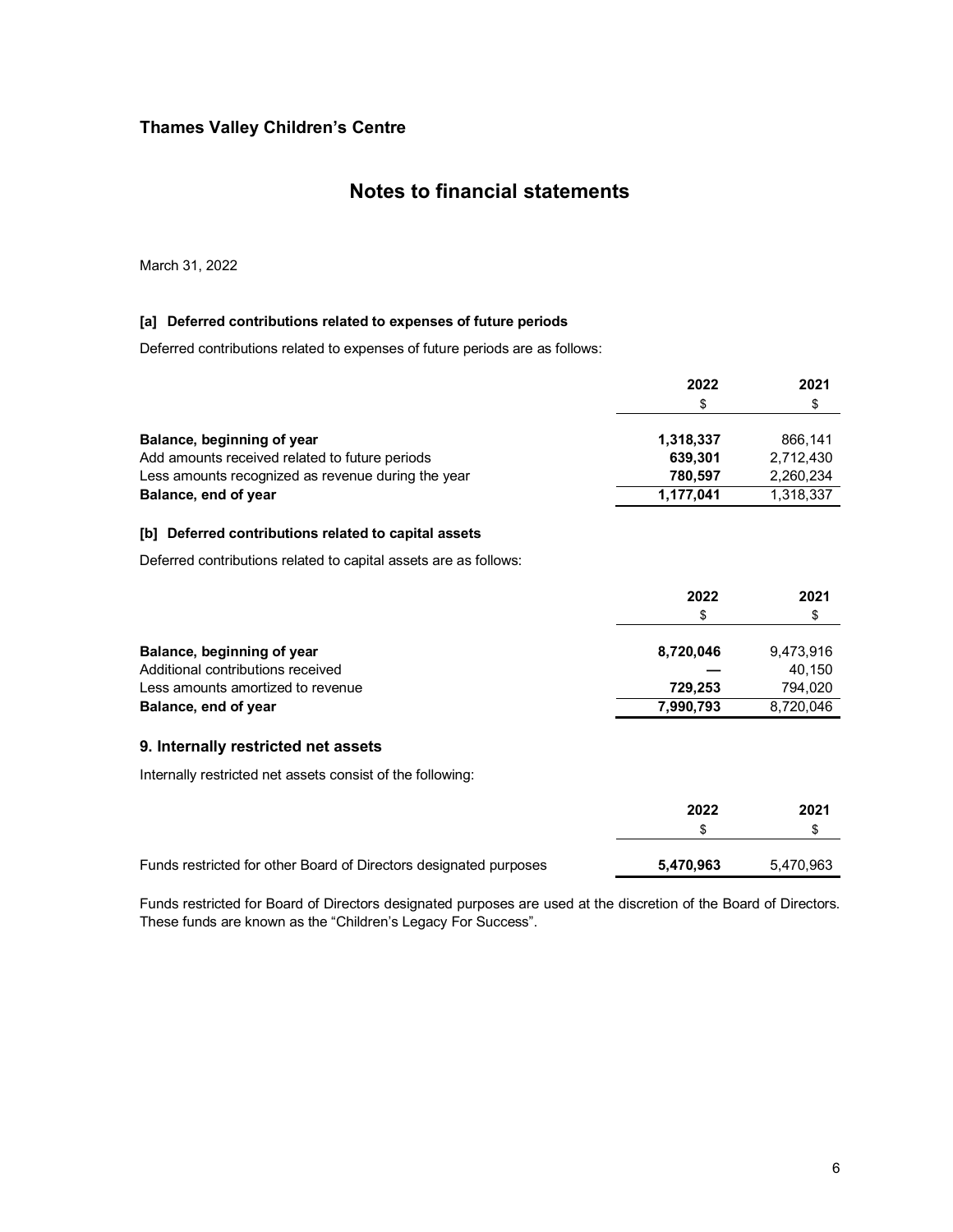# Thames Valley Children's Centre

## Notes to financial statements

March 31, 2022

**[a] Deferred contributions related to expenses of future periods**

Deferred contributions related to expenses of future periods are as follows:

| | 2022 | 2021 |
|---|---|---|
| | $ | $ |
| **Balance, beginning of year** | **1,318,337** | 866,141 |
| Add amounts received related to future periods | **639,301** | 2,712,430 |
| Less amounts recognized as revenue during the year | **780,597** | 2,260,234 |
| **Balance, end of year** | **1,177,041** | 1,318,337 |

**[b] Deferred contributions related to capital assets**

Deferred contributions related to capital assets are as follows:

| | 2022 | 2021 |
|---|---|---|
| | $ | $ |
| **Balance, beginning of year** | **8,720,046** | 9,473,916 |
| Additional contributions received | **—** | 40,150 |
| Less amounts amortized to revenue | **729,253** | 794,020 |
| **Balance, end of year** | **7,990,793** | 8,720,046 |

### 9. Internally restricted net assets

Internally restricted net assets consist of the following:

| | 2022 | 2021 |
|---|---|---|
| | $ | $ |
| Funds restricted for other Board of Directors designated purposes | **5,470,963** | 5,470,963 |

Funds restricted for Board of Directors designated purposes are used at the discretion of the Board of Directors. These funds are known as the "Children's Legacy For Success".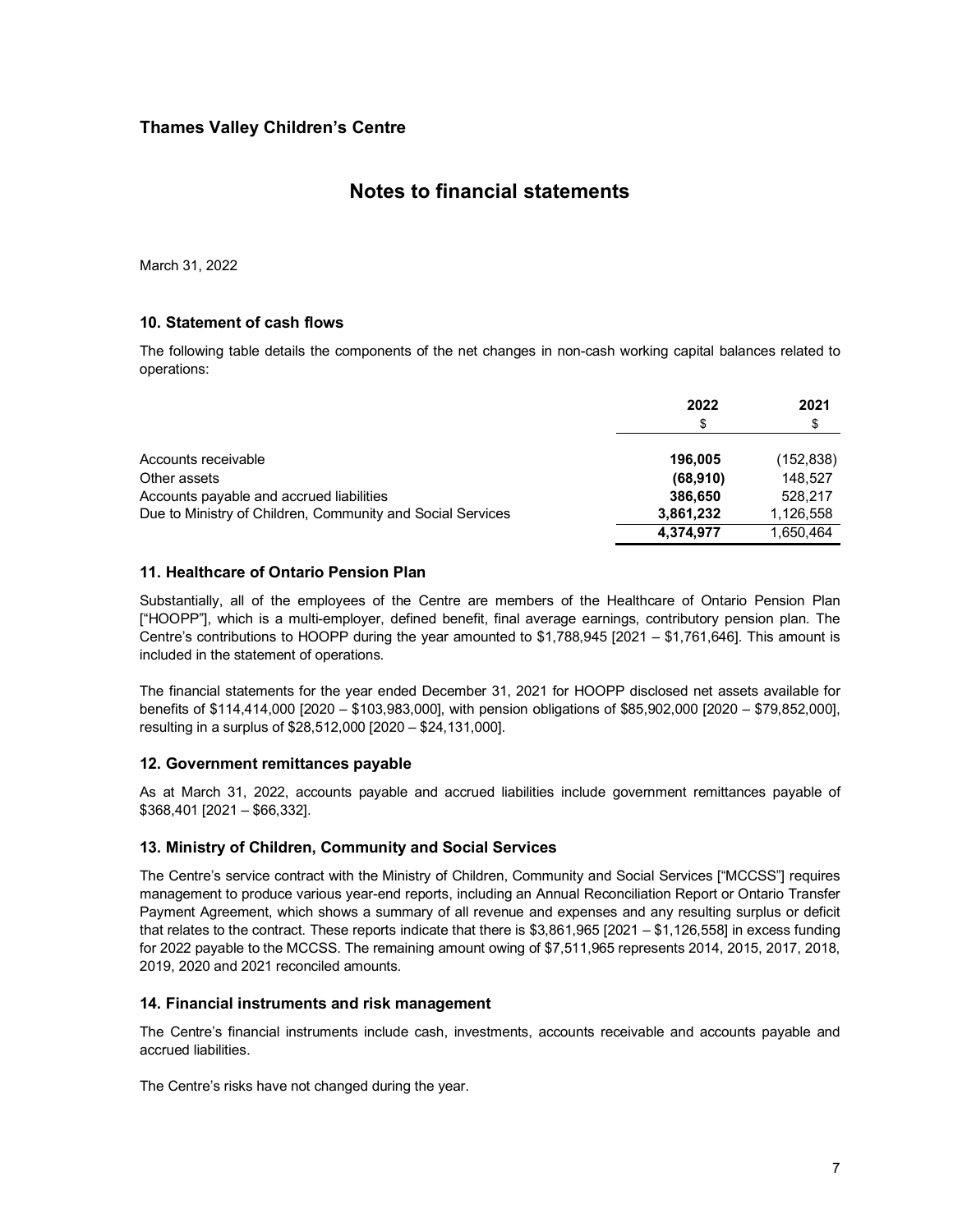**Thames Valley Children's Centre**

# Notes to financial statements

March 31, 2022

## 10. Statement of cash flows

The following table details the components of the net changes in non-cash working capital balances related to operations:

| | 2022 | 2021 |
|---|---|---|
| | $ | $ |
| Accounts receivable | **196,005** | (152,838) |
| Other assets | **(68,910)** | 148,527 |
| Accounts payable and accrued liabilities | **386,650** | 528,217 |
| Due to Ministry of Children, Community and Social Services | **3,861,232** | 1,126,558 |
| | **4,374,977** | 1,650,464 |

## 11. Healthcare of Ontario Pension Plan

Substantially, all of the employees of the Centre are members of the Healthcare of Ontario Pension Plan ["HOOPP"], which is a multi-employer, defined benefit, final average earnings, contributory pension plan. The Centre's contributions to HOOPP during the year amounted to $1,788,945 [2021 – $1,761,646]. This amount is included in the statement of operations.

The financial statements for the year ended December 31, 2021 for HOOPP disclosed net assets available for benefits of $114,414,000 [2020 – $103,983,000], with pension obligations of $85,902,000 [2020 – $79,852,000], resulting in a surplus of $28,512,000 [2020 – $24,131,000].

## 12. Government remittances payable

As at March 31, 2022, accounts payable and accrued liabilities include government remittances payable of $368,401 [2021 – $66,332].

## 13. Ministry of Children, Community and Social Services

The Centre's service contract with the Ministry of Children, Community and Social Services ["MCCSS"] requires management to produce various year-end reports, including an Annual Reconciliation Report or Ontario Transfer Payment Agreement, which shows a summary of all revenue and expenses and any resulting surplus or deficit that relates to the contract. These reports indicate that there is $3,861,965 [2021 – $1,126,558] in excess funding for 2022 payable to the MCCSS. The remaining amount owing of $7,511,965 represents 2014, 2015, 2017, 2018, 2019, 2020 and 2021 reconciled amounts.

## 14. Financial instruments and risk management

The Centre's financial instruments include cash, investments, accounts receivable and accounts payable and accrued liabilities.

The Centre's risks have not changed during the year.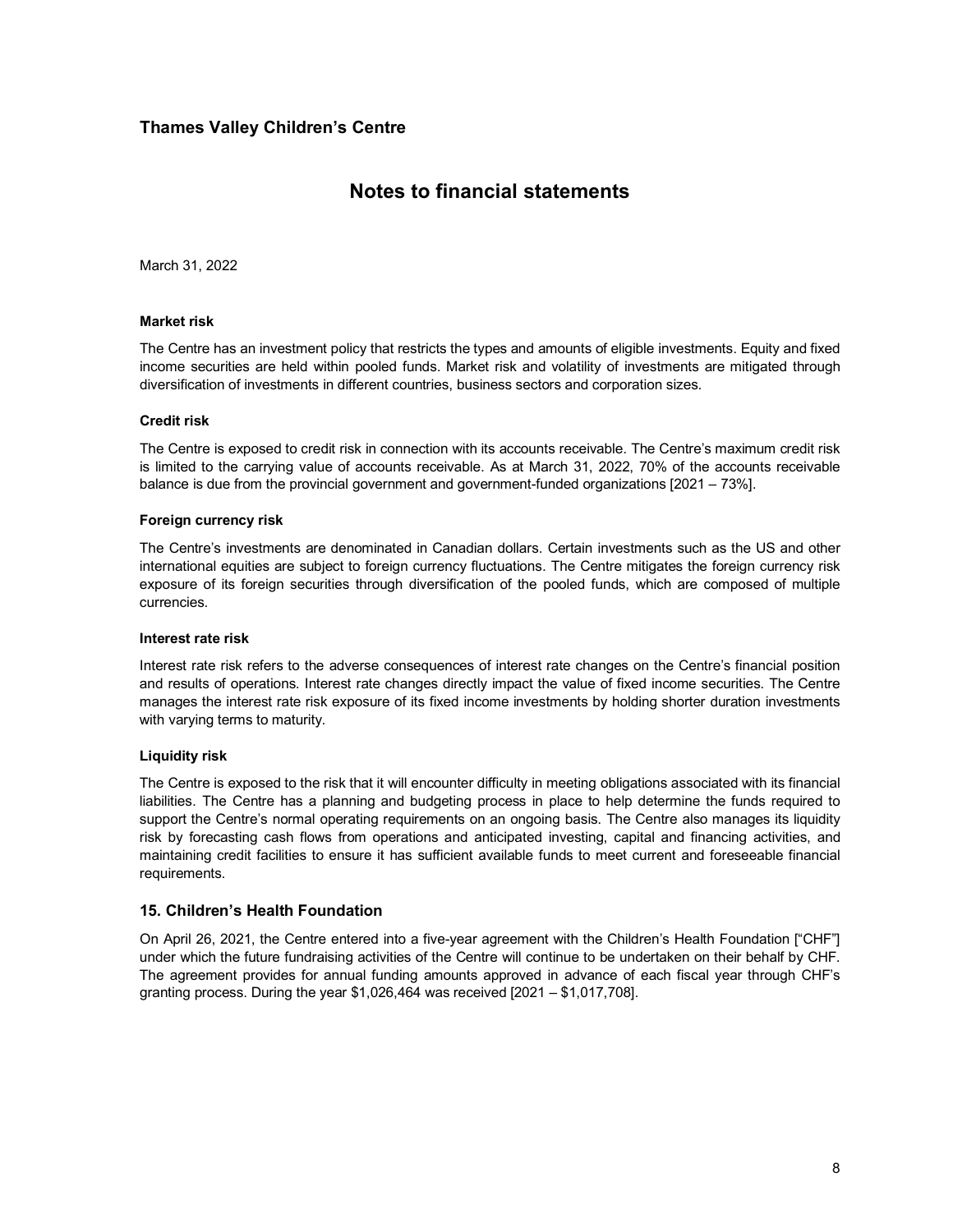# Thames Valley Children's Centre

## Notes to financial statements

March 31, 2022

**Market risk**

The Centre has an investment policy that restricts the types and amounts of eligible investments. Equity and fixed income securities are held within pooled funds. Market risk and volatility of investments are mitigated through diversification of investments in different countries, business sectors and corporation sizes.

**Credit risk**

The Centre is exposed to credit risk in connection with its accounts receivable. The Centre's maximum credit risk is limited to the carrying value of accounts receivable. As at March 31, 2022, 70% of the accounts receivable balance is due from the provincial government and government-funded organizations [2021 – 73%].

**Foreign currency risk**

The Centre's investments are denominated in Canadian dollars. Certain investments such as the US and other international equities are subject to foreign currency fluctuations. The Centre mitigates the foreign currency risk exposure of its foreign securities through diversification of the pooled funds, which are composed of multiple currencies.

**Interest rate risk**

Interest rate risk refers to the adverse consequences of interest rate changes on the Centre's financial position and results of operations. Interest rate changes directly impact the value of fixed income securities. The Centre manages the interest rate risk exposure of its fixed income investments by holding shorter duration investments with varying terms to maturity.

**Liquidity risk**

The Centre is exposed to the risk that it will encounter difficulty in meeting obligations associated with its financial liabilities. The Centre has a planning and budgeting process in place to help determine the funds required to support the Centre's normal operating requirements on an ongoing basis. The Centre also manages its liquidity risk by forecasting cash flows from operations and anticipated investing, capital and financing activities, and maintaining credit facilities to ensure it has sufficient available funds to meet current and foreseeable financial requirements.

### 15. Children's Health Foundation

On April 26, 2021, the Centre entered into a five-year agreement with the Children's Health Foundation ["CHF"] under which the future fundraising activities of the Centre will continue to be undertaken on their behalf by CHF. The agreement provides for annual funding amounts approved in advance of each fiscal year through CHF's granting process. During the year $1,026,464 was received [2021 – $1,017,708].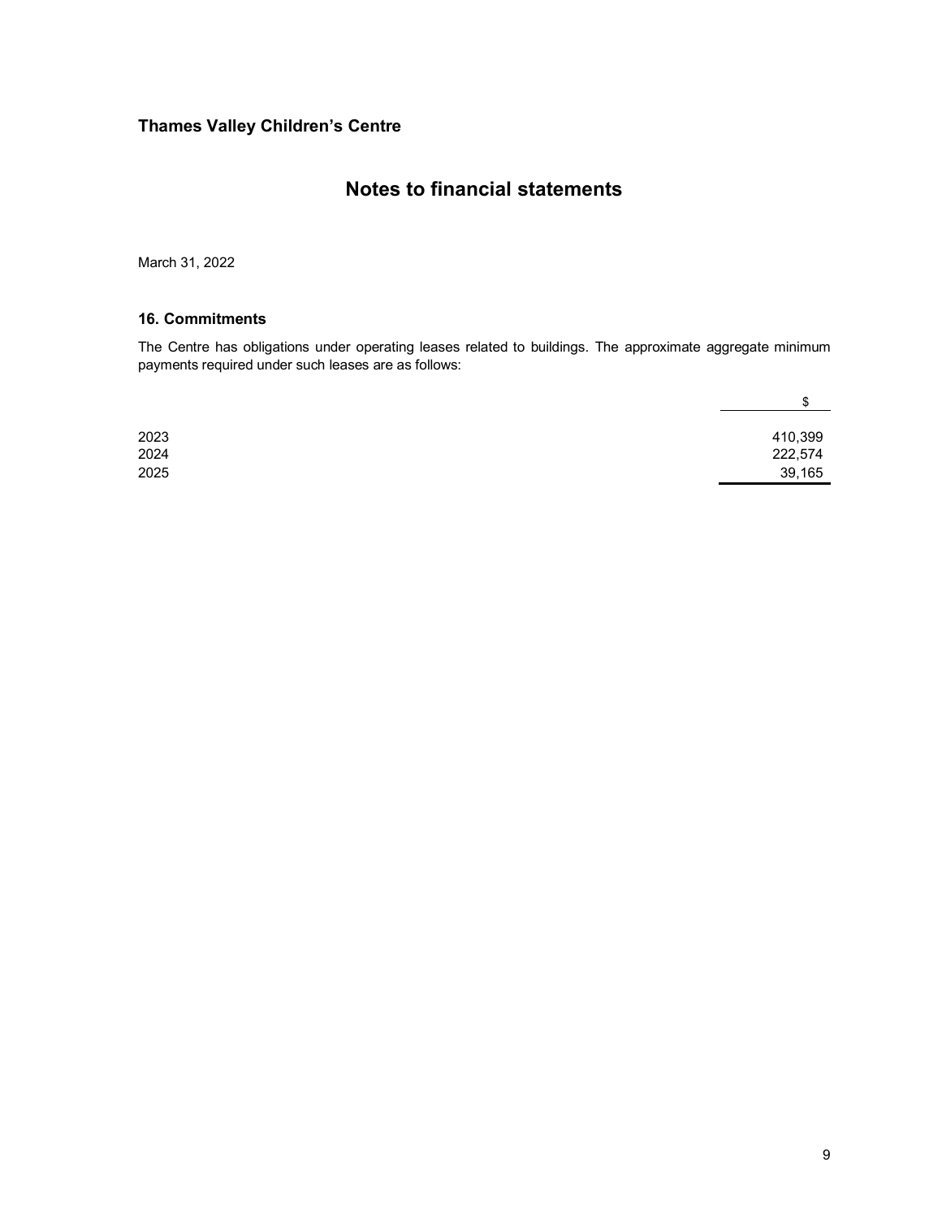**Thames Valley Children's Centre**

# Notes to financial statements

March 31, 2022

## 16. Commitments

The Centre has obligations under operating leases related to buildings. The approximate aggregate minimum payments required under such leases are as follows:

| | $ |
|---|---|
| 2023 | 410,399 |
| 2024 | 222,574 |
| 2025 | 39,165 |